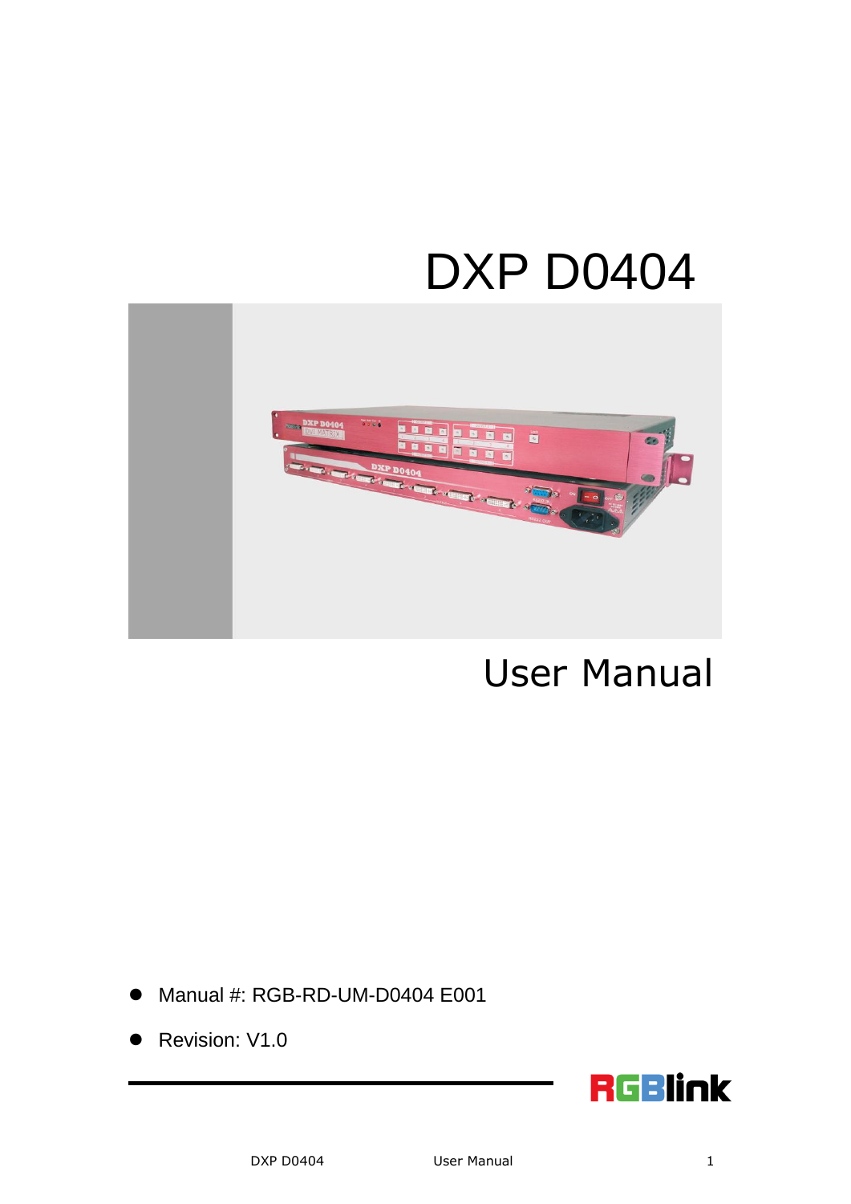# DXP D0404

# User Manual

- Manual #: RGB-RD-UM-D0404 E001
- Revision: V1.0

RGBlink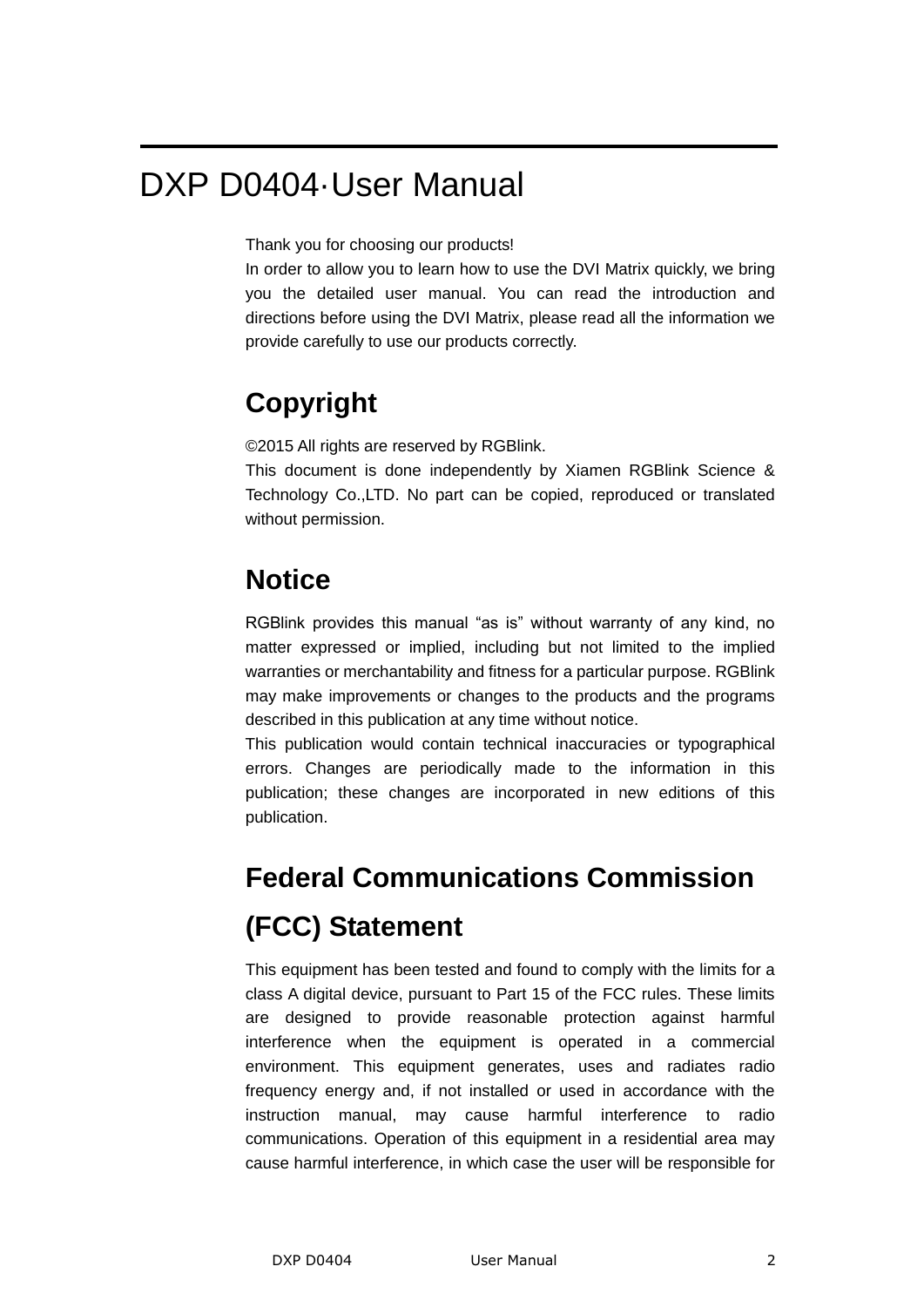# DXP D0404·User Manual

Thank you for choosing our products!
In order to allow you to learn how to use the DVI Matrix quickly, we bring you the detailed user manual. You can read the introduction and directions before using the DVI Matrix, please read all the information we provide carefully to use our products correctly.

## Copyright

©2015 All rights are reserved by RGBlink.
This document is done independently by Xiamen RGBlink Science & Technology Co.,LTD. No part can be copied, reproduced or translated without permission.

## Notice

RGBlink provides this manual "as is" without warranty of any kind, no matter expressed or implied, including but not limited to the implied warranties or merchantability and fitness for a particular purpose. RGBlink may make improvements or changes to the products and the programs described in this publication at any time without notice.
This publication would contain technical inaccuracies or typographical errors. Changes are periodically made to the information in this publication; these changes are incorporated in new editions of this publication.

## Federal Communications Commission (FCC) Statement

This equipment has been tested and found to comply with the limits for a class A digital device, pursuant to Part 15 of the FCC rules. These limits are designed to provide reasonable protection against harmful interference when the equipment is operated in a commercial environment. This equipment generates, uses and radiates radio frequency energy and, if not installed or used in accordance with the instruction manual, may cause harmful interference to radio communications. Operation of this equipment in a residential area may cause harmful interference, in which case the user will be responsible for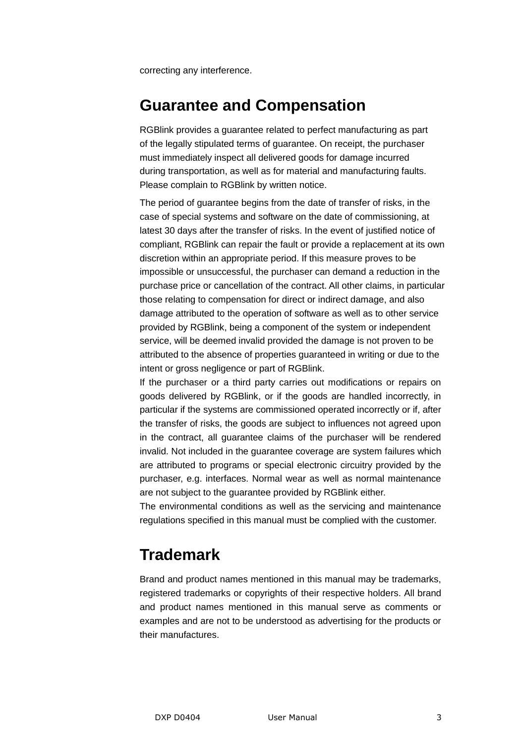correcting any interference.

## Guarantee and Compensation

RGBlink provides a guarantee related to perfect manufacturing as part of the legally stipulated terms of guarantee. On receipt, the purchaser must immediately inspect all delivered goods for damage incurred during transportation, as well as for material and manufacturing faults. Please complain to RGBlink by written notice.

The period of guarantee begins from the date of transfer of risks, in the case of special systems and software on the date of commissioning, at latest 30 days after the transfer of risks. In the event of justified notice of compliant, RGBlink can repair the fault or provide a replacement at its own discretion within an appropriate period. If this measure proves to be impossible or unsuccessful, the purchaser can demand a reduction in the purchase price or cancellation of the contract. All other claims, in particular those relating to compensation for direct or indirect damage, and also damage attributed to the operation of software as well as to other service provided by RGBlink, being a component of the system or independent service, will be deemed invalid provided the damage is not proven to be attributed to the absence of properties guaranteed in writing or due to the intent or gross negligence or part of RGBlink.

If the purchaser or a third party carries out modifications or repairs on goods delivered by RGBlink, or if the goods are handled incorrectly, in particular if the systems are commissioned operated incorrectly or if, after the transfer of risks, the goods are subject to influences not agreed upon in the contract, all guarantee claims of the purchaser will be rendered invalid. Not included in the guarantee coverage are system failures which are attributed to programs or special electronic circuitry provided by the purchaser, e.g. interfaces. Normal wear as well as normal maintenance are not subject to the guarantee provided by RGBlink either.

The environmental conditions as well as the servicing and maintenance regulations specified in this manual must be complied with the customer.

## Trademark

Brand and product names mentioned in this manual may be trademarks, registered trademarks or copyrights of their respective holders. All brand and product names mentioned in this manual serve as comments or examples and are not to be understood as advertising for the products or their manufactures.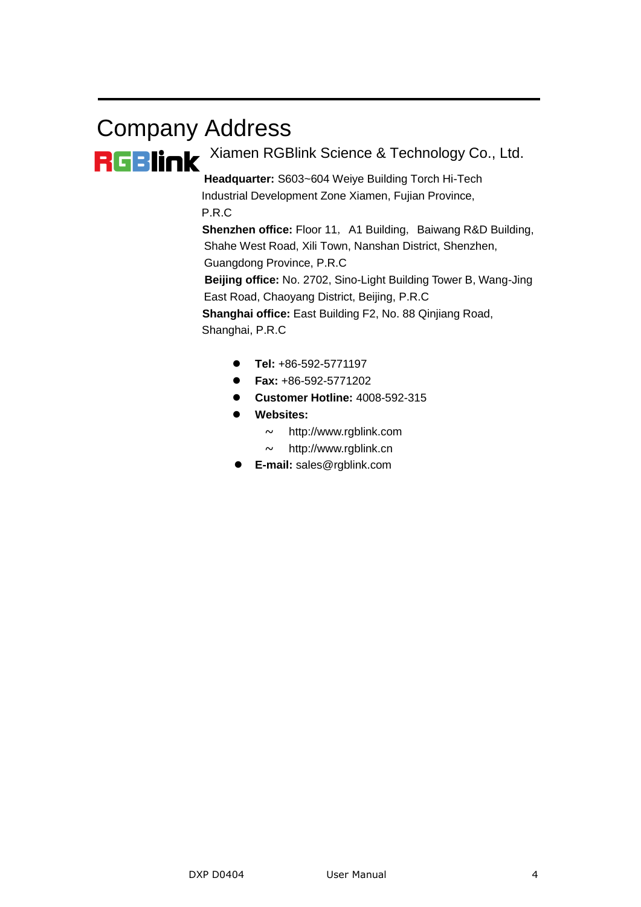# Company Address

RGBlink Xiamen RGBlink Science & Technology Co., Ltd.

**Headquarter:** S603~604 Weiye Building Torch Hi-Tech Industrial Development Zone Xiamen, Fujian Province, P.R.C

**Shenzhen office:** Floor 11, A1 Building, Baiwang R&D Building, Shahe West Road, Xili Town, Nanshan District, Shenzhen, Guangdong Province, P.R.C

**Beijing office:** No. 2702, Sino-Light Building Tower B, Wang-Jing East Road, Chaoyang District, Beijing, P.R.C

**Shanghai office:** East Building F2, No. 88 Qinjiang Road, Shanghai, P.R.C

- **Tel:** +86-592-5771197
- **Fax:** +86-592-5771202
- **Customer Hotline:** 4008-592-315
- **Websites:**
  - ~ http://www.rgblink.com
  - ~ http://www.rgblink.cn
- **E-mail:** sales@rgblink.com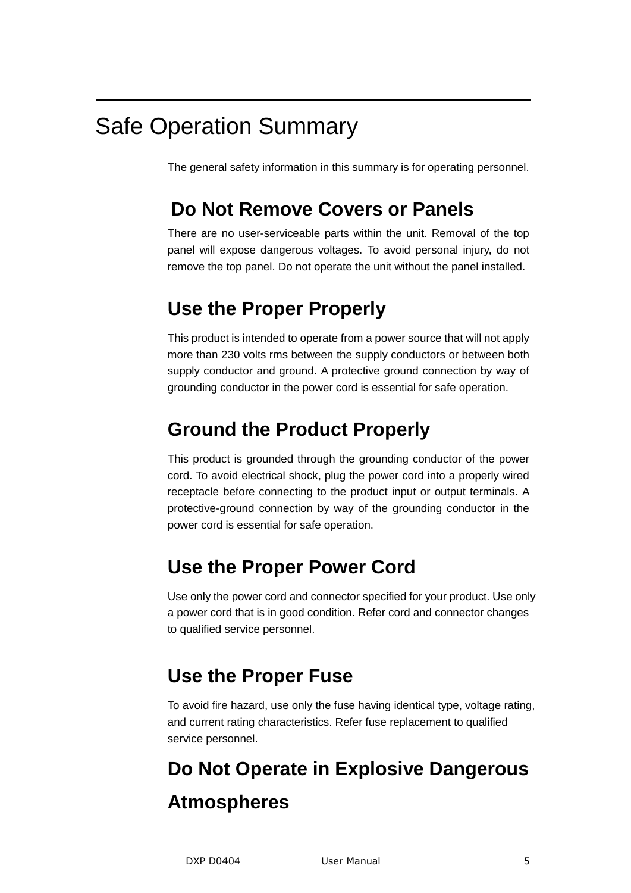# Safe Operation Summary

The general safety information in this summary is for operating personnel.

## Do Not Remove Covers or Panels

There are no user-serviceable parts within the unit. Removal of the top panel will expose dangerous voltages. To avoid personal injury, do not remove the top panel. Do not operate the unit without the panel installed.

## Use the Proper Properly

This product is intended to operate from a power source that will not apply more than 230 volts rms between the supply conductors or between both supply conductor and ground. A protective ground connection by way of grounding conductor in the power cord is essential for safe operation.

## Ground the Product Properly

This product is grounded through the grounding conductor of the power cord. To avoid electrical shock, plug the power cord into a properly wired receptacle before connecting to the product input or output terminals. A protective-ground connection by way of the grounding conductor in the power cord is essential for safe operation.

## Use the Proper Power Cord

Use only the power cord and connector specified for your product. Use only a power cord that is in good condition. Refer cord and connector changes to qualified service personnel.

## Use the Proper Fuse

To avoid fire hazard, use only the fuse having identical type, voltage rating, and current rating characteristics. Refer fuse replacement to qualified service personnel.

## Do Not Operate in Explosive Dangerous Atmospheres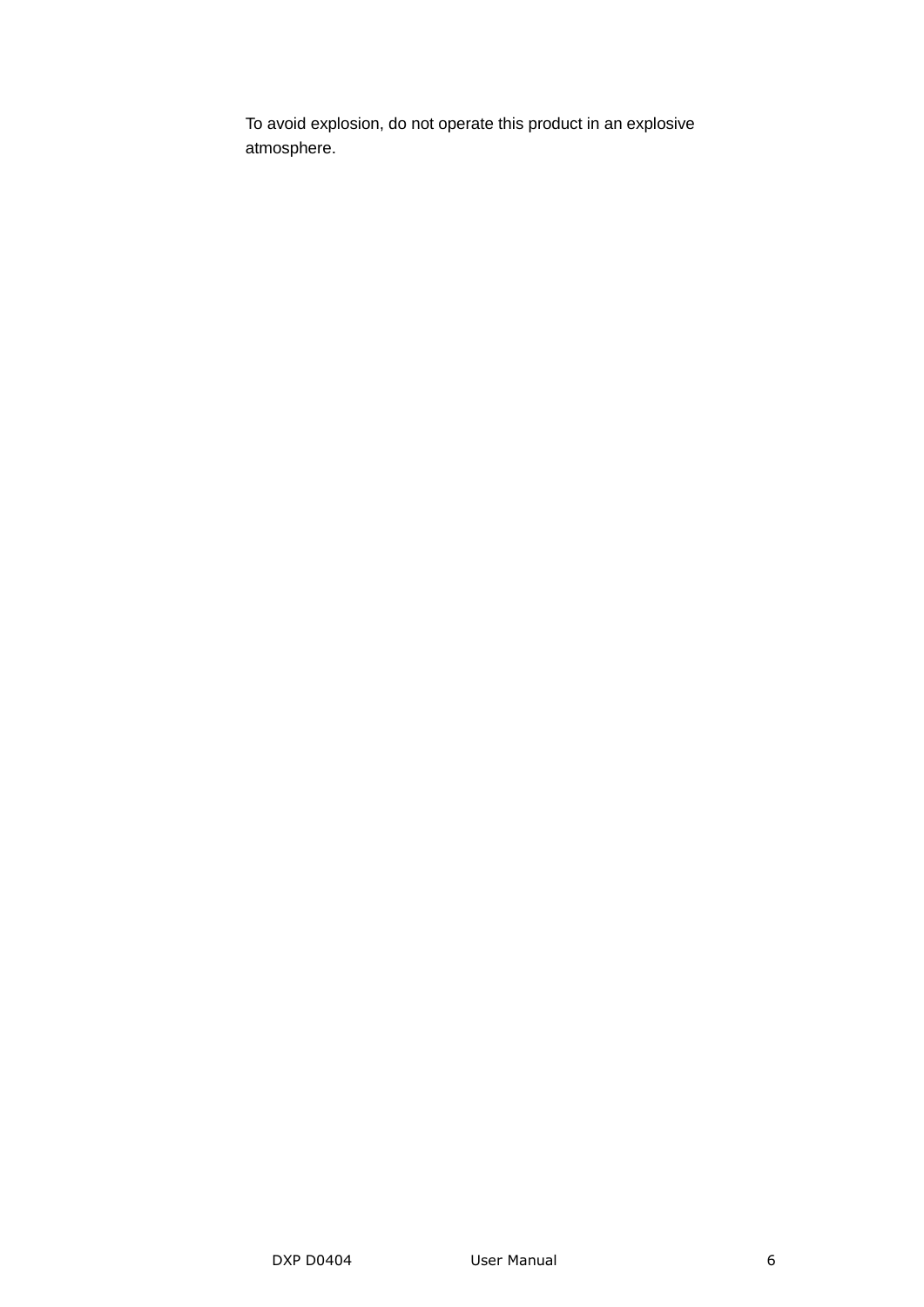To avoid explosion, do not operate this product in an explosive atmosphere.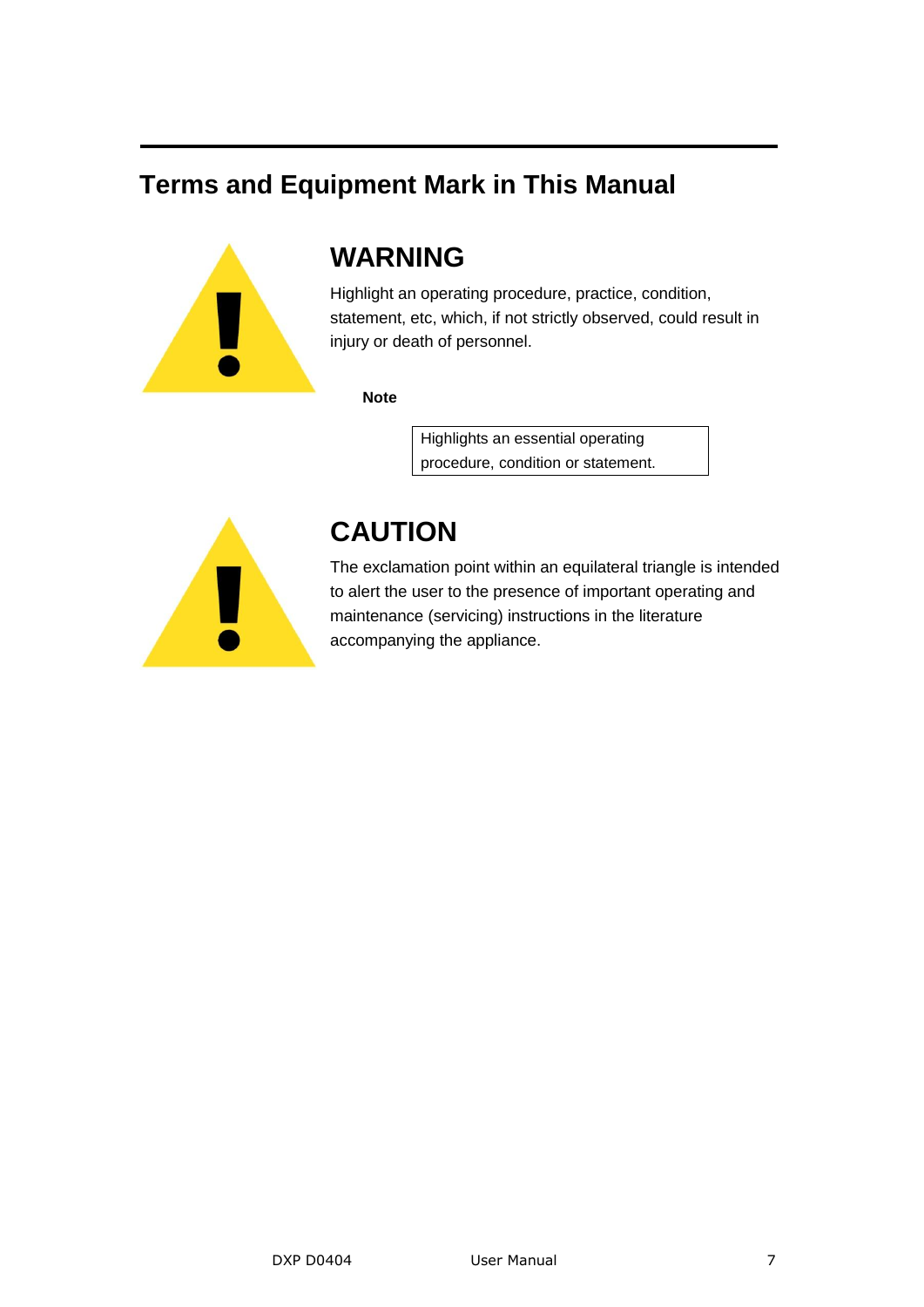## Terms and Equipment Mark in This Manual

### WARNING

Highlight an operating procedure, practice, condition, statement, etc, which, if not strictly observed, could result in injury or death of personnel.

**Note**

| Highlights an essential operating procedure, condition or statement. |
|---|

### CAUTION

The exclamation point within an equilateral triangle is intended to alert the user to the presence of important operating and maintenance (servicing) instructions in the literature accompanying the appliance.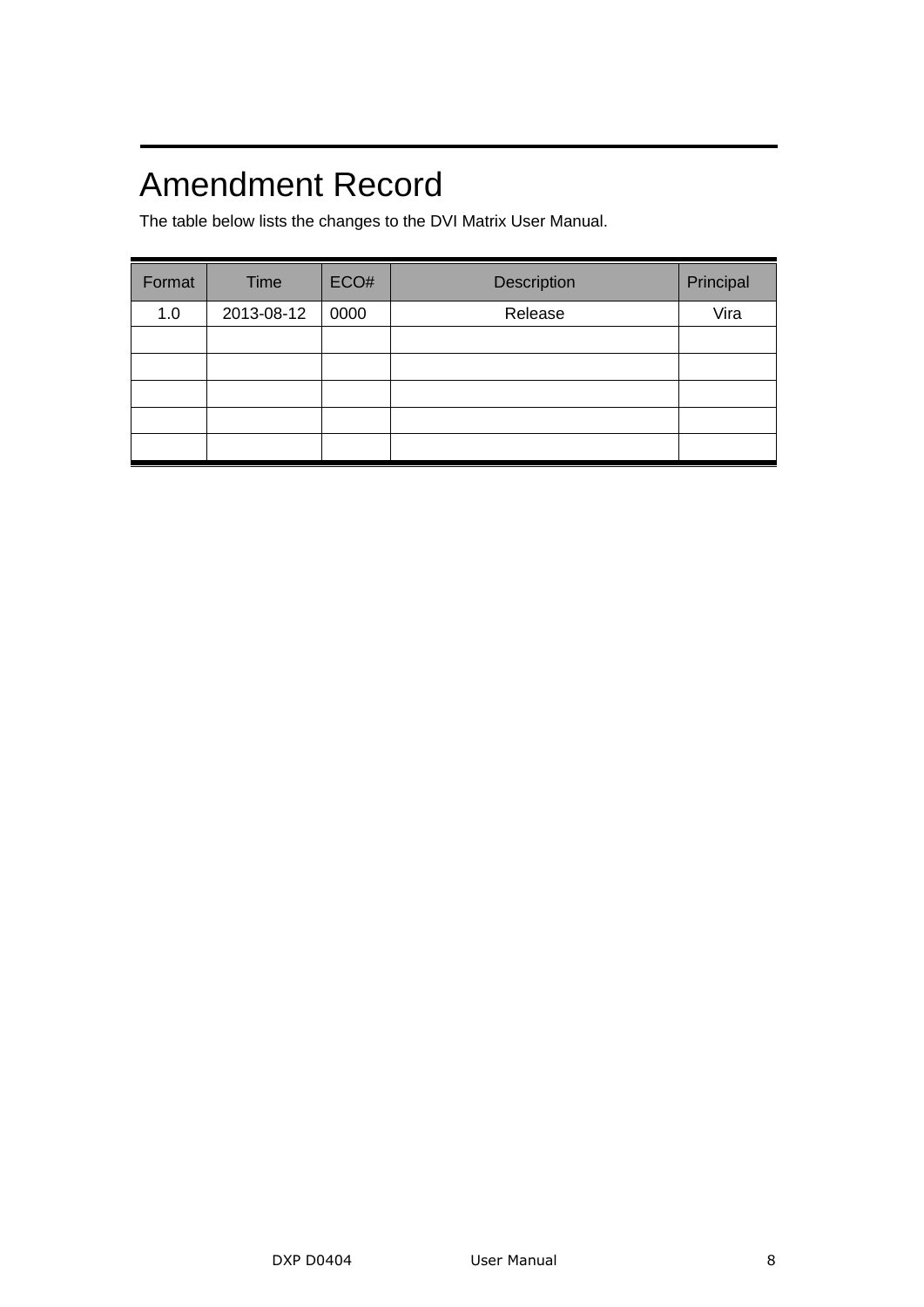# Amendment Record

The table below lists the changes to the DVI Matrix User Manual.

| Format | Time | ECO# | Description | Principal |
| --- | --- | --- | --- | --- |
| 1.0 | 2013-08-12 | 0000 | Release | Vira |
| | | | | |
| | | | | |
| | | | | |
| | | | | |
| | | | | |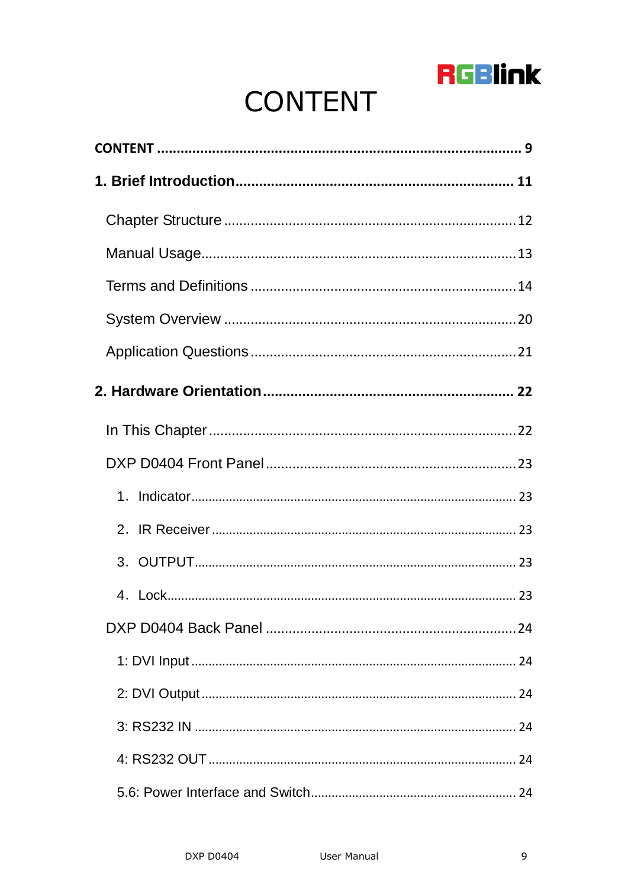# CONTENT

**CONTENT** ........................................................................................ **9**

**1. Brief Introduction** ........................................................................ **11**

Chapter Structure ........................................................................ 12

Manual Usage ............................................................................. 13

Terms and Definitions ................................................................. 14

System Overview ........................................................................ 20

Application Questions ................................................................. 21

**2. Hardware Orientation** ................................................................ **22**

In This Chapter ........................................................................... 22

DXP D0404 Front Panel ............................................................. 23

1．Indicator ................................................................................. 23

2．IR Receiver ............................................................................. 23

3．OUTPUT ................................................................................. 23

4．Lock ........................................................................................ 23

DXP D0404 Back Panel .............................................................. 24

1: DVI Input .................................................................................. 24

2: DVI Output ............................................................................... 24

3: RS232 IN .................................................................................. 24

4: RS232 OUT .............................................................................. 24

5.6: Power Interface and Switch .................................................... 24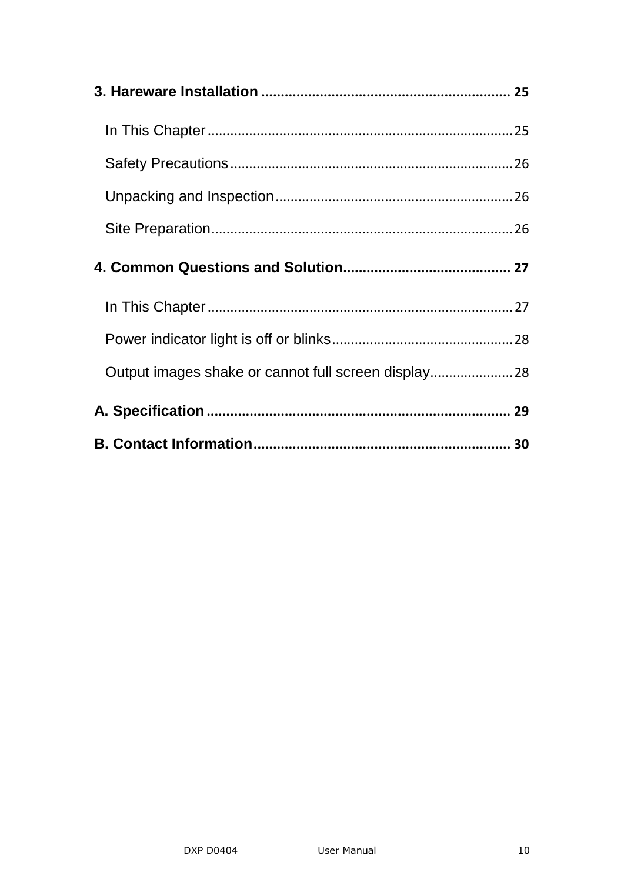**3. Hareware Installation ................................................................ 25**

In This Chapter................................................................................25

Safety Precautions..........................................................................26

Unpacking and Inspection..............................................................26

Site Preparation...............................................................................26

**4. Common Questions and Solution........................................... 27**

In This Chapter................................................................................27

Power indicator light is off or blinks................................................28

Output images shake or cannot full screen display......................28

**A. Specification.............................................................................. 29**

**B. Contact Information.................................................................. 30**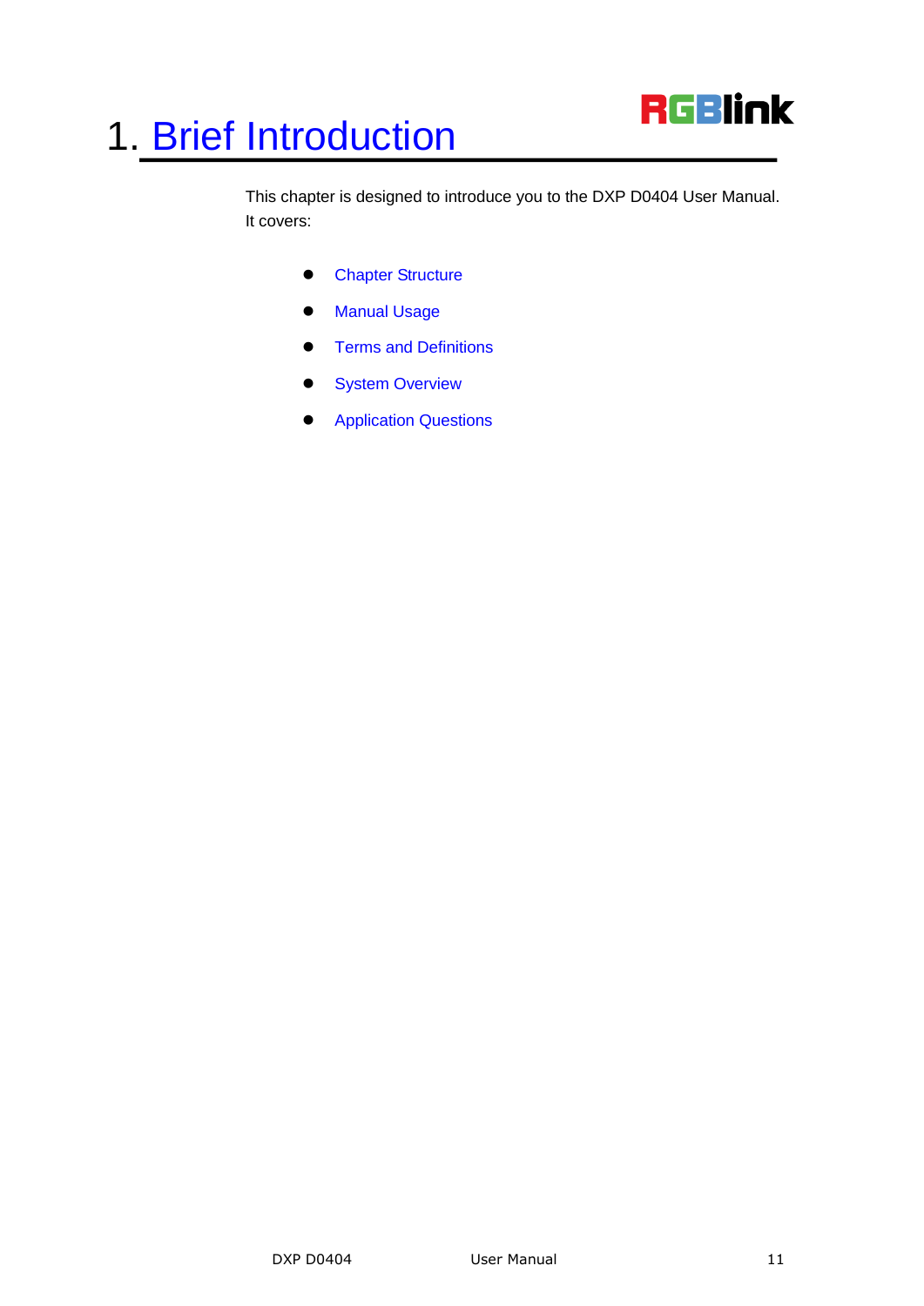# 1. Brief Introduction

This chapter is designed to introduce you to the DXP D0404 User Manual. It covers:

- Chapter Structure
- Manual Usage
- Terms and Definitions
- System Overview
- Application Questions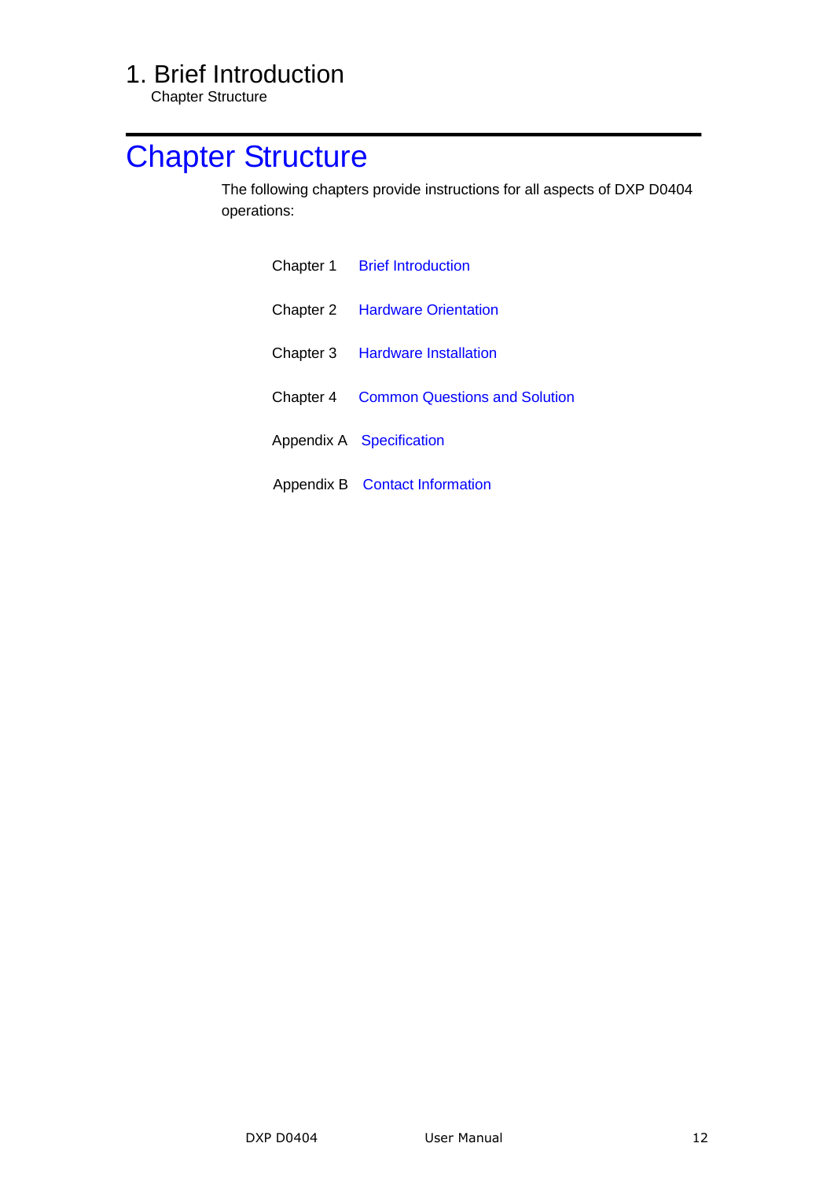# Chapter Structure

The following chapters provide instructions for all aspects of DXP D0404 operations:

| | |
|---|---|
| Chapter 1 | Brief Introduction |
| Chapter 2 | Hardware Orientation |
| Chapter 3 | Hardware Installation |
| Chapter 4 | Common Questions and Solution |
| Appendix A | Specification |
| Appendix B | Contact Information |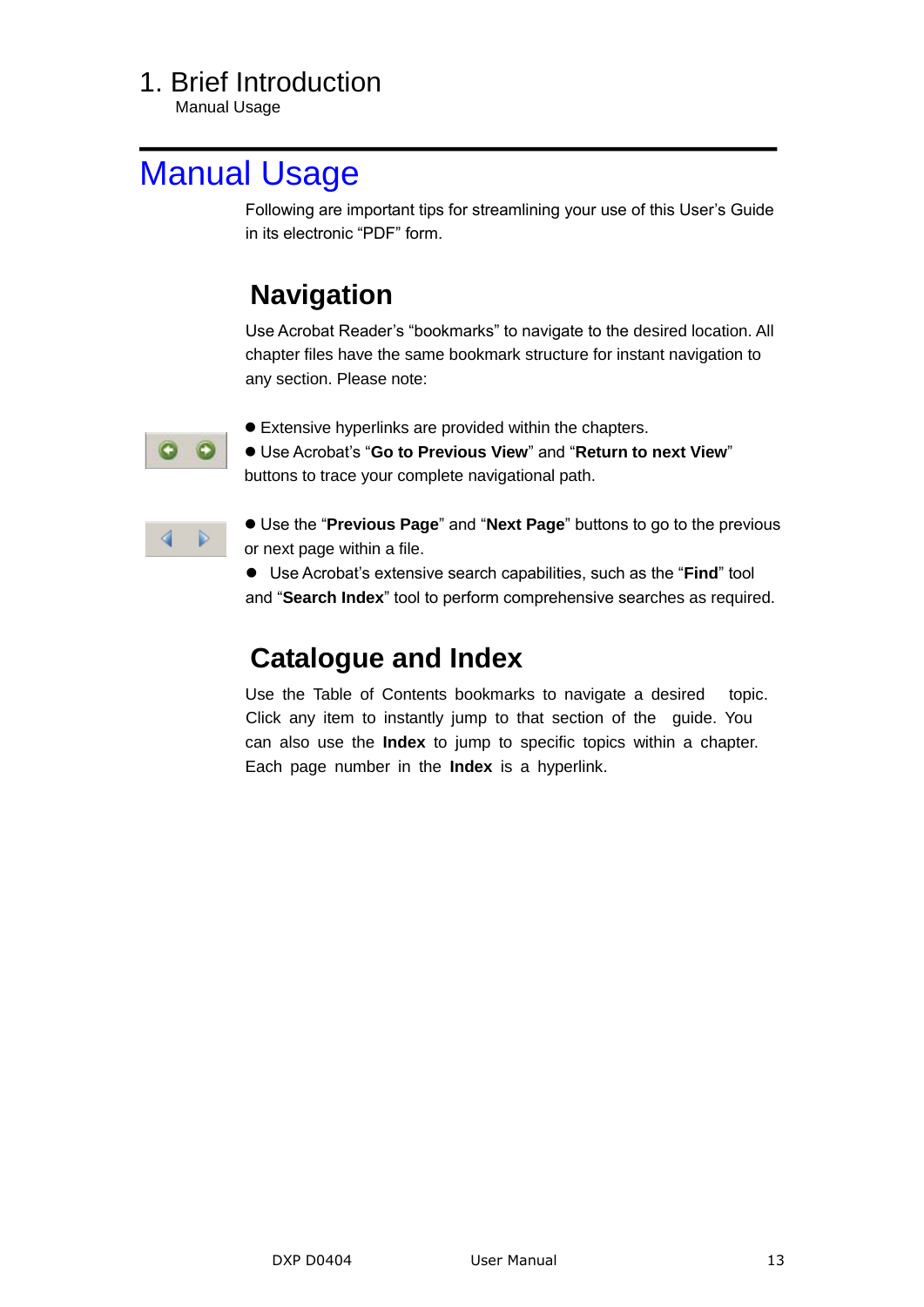# Manual Usage

Following are important tips for streamlining your use of this User's Guide in its electronic "PDF" form.

## Navigation

Use Acrobat Reader's "bookmarks" to navigate to the desired location. All chapter files have the same bookmark structure for instant navigation to any section. Please note:

- Extensive hyperlinks are provided within the chapters.
- Use Acrobat's "**Go to Previous View**" and "**Return to next View**" buttons to trace your complete navigational path.
- Use the "**Previous Page**" and "**Next Page**" buttons to go to the previous or next page within a file.
- Use Acrobat's extensive search capabilities, such as the "**Find**" tool and "**Search Index**" tool to perform comprehensive searches as required.

## Catalogue and Index

Use the Table of Contents bookmarks to navigate a desired topic. Click any item to instantly jump to that section of the guide. You can also use the **Index** to jump to specific topics within a chapter. Each page number in the **Index** is a hyperlink.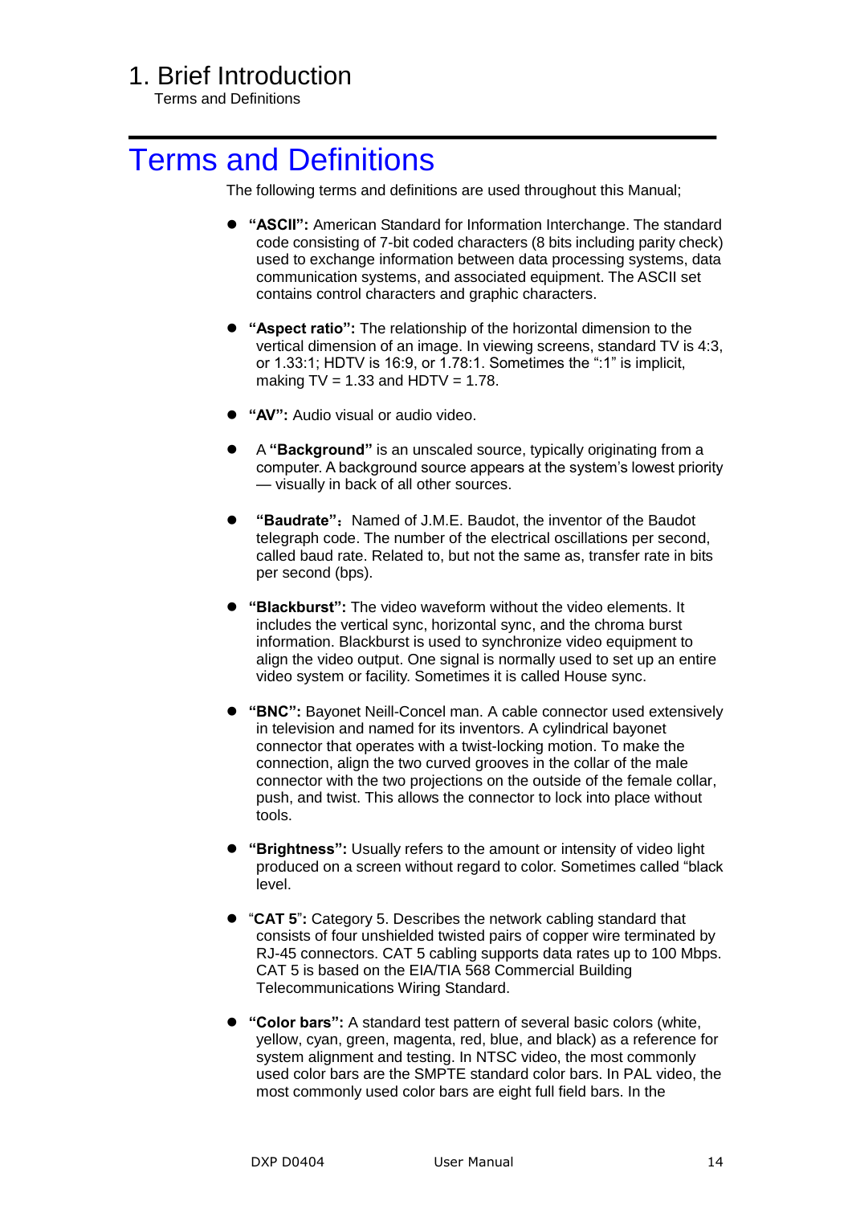# Terms and Definitions

The following terms and definitions are used throughout this Manual;

- **"ASCII":** American Standard for Information Interchange. The standard code consisting of 7-bit coded characters (8 bits including parity check) used to exchange information between data processing systems, data communication systems, and associated equipment. The ASCII set contains control characters and graphic characters.

- **"Aspect ratio":** The relationship of the horizontal dimension to the vertical dimension of an image. In viewing screens, standard TV is 4:3, or 1.33:1; HDTV is 16:9, or 1.78:1. Sometimes the ":1" is implicit, making TV = 1.33 and HDTV = 1.78.

- **"AV":** Audio visual or audio video.

- A **"Background"** is an unscaled source, typically originating from a computer. A background source appears at the system's lowest priority — visually in back of all other sources.

- **"Baudrate"**：Named of J.M.E. Baudot, the inventor of the Baudot telegraph code. The number of the electrical oscillations per second, called baud rate. Related to, but not the same as, transfer rate in bits per second (bps).

- **"Blackburst":** The video waveform without the video elements. It includes the vertical sync, horizontal sync, and the chroma burst information. Blackburst is used to synchronize video equipment to align the video output. One signal is normally used to set up an entire video system or facility. Sometimes it is called House sync.

- **"BNC":** Bayonet Neill-Concel man. A cable connector used extensively in television and named for its inventors. A cylindrical bayonet connector that operates with a twist-locking motion. To make the connection, align the two curved grooves in the collar of the male connector with the two projections on the outside of the female collar, push, and twist. This allows the connector to lock into place without tools.

- **"Brightness":** Usually refers to the amount or intensity of video light produced on a screen without regard to color. Sometimes called "black level.

- "**CAT 5**"**:** Category 5. Describes the network cabling standard that consists of four unshielded twisted pairs of copper wire terminated by RJ-45 connectors. CAT 5 cabling supports data rates up to 100 Mbps. CAT 5 is based on the EIA/TIA 568 Commercial Building Telecommunications Wiring Standard.

- **"Color bars":** A standard test pattern of several basic colors (white, yellow, cyan, green, magenta, red, blue, and black) as a reference for system alignment and testing. In NTSC video, the most commonly used color bars are the SMPTE standard color bars. In PAL video, the most commonly used color bars are eight full field bars. In the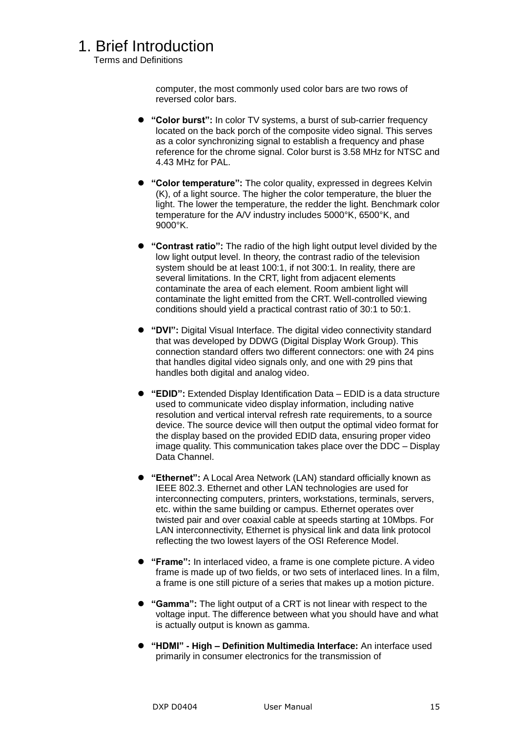# 1. Brief Introduction

Terms and Definitions

computer, the most commonly used color bars are two rows of reversed color bars.

- **"Color burst":** In color TV systems, a burst of sub-carrier frequency located on the back porch of the composite video signal. This serves as a color synchronizing signal to establish a frequency and phase reference for the chrome signal. Color burst is 3.58 MHz for NTSC and 4.43 MHz for PAL.

- **"Color temperature":** The color quality, expressed in degrees Kelvin (K), of a light source. The higher the color temperature, the bluer the light. The lower the temperature, the redder the light. Benchmark color temperature for the A/V industry includes 5000°K, 6500°K, and 9000°K.

- **"Contrast ratio":** The radio of the high light output level divided by the low light output level. In theory, the contrast radio of the television system should be at least 100:1, if not 300:1. In reality, there are several limitations. In the CRT, light from adjacent elements contaminate the area of each element. Room ambient light will contaminate the light emitted from the CRT. Well-controlled viewing conditions should yield a practical contrast ratio of 30:1 to 50:1.

- **"DVI":** Digital Visual Interface. The digital video connectivity standard that was developed by DDWG (Digital Display Work Group). This connection standard offers two different connectors: one with 24 pins that handles digital video signals only, and one with 29 pins that handles both digital and analog video.

- **"EDID":** Extended Display Identification Data – EDID is a data structure used to communicate video display information, including native resolution and vertical interval refresh rate requirements, to a source device. The source device will then output the optimal video format for the display based on the provided EDID data, ensuring proper video image quality. This communication takes place over the DDC – Display Data Channel.

- **"Ethernet":** A Local Area Network (LAN) standard officially known as IEEE 802.3. Ethernet and other LAN technologies are used for interconnecting computers, printers, workstations, terminals, servers, etc. within the same building or campus. Ethernet operates over twisted pair and over coaxial cable at speeds starting at 10Mbps. For LAN interconnectivity, Ethernet is physical link and data link protocol reflecting the two lowest layers of the OSI Reference Model.

- **"Frame":** In interlaced video, a frame is one complete picture. A video frame is made up of two fields, or two sets of interlaced lines. In a film, a frame is one still picture of a series that makes up a motion picture.

- **"Gamma":** The light output of a CRT is not linear with respect to the voltage input. The difference between what you should have and what is actually output is known as gamma.

- **"HDMI" - High – Definition Multimedia Interface:** An interface used primarily in consumer electronics for the transmission of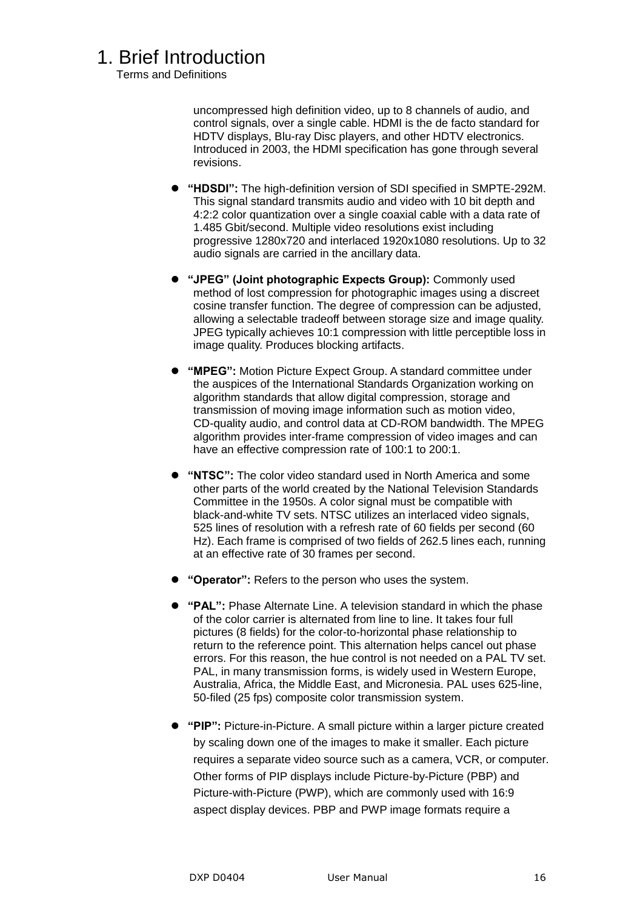# 1. Brief Introduction

Terms and Definitions

uncompressed high definition video, up to 8 channels of audio, and control signals, over a single cable. HDMI is the de facto standard for HDTV displays, Blu-ray Disc players, and other HDTV electronics. Introduced in 2003, the HDMI specification has gone through several revisions.

- **"HDSDI":** The high-definition version of SDI specified in SMPTE-292M. This signal standard transmits audio and video with 10 bit depth and 4:2:2 color quantization over a single coaxial cable with a data rate of 1.485 Gbit/second. Multiple video resolutions exist including progressive 1280x720 and interlaced 1920x1080 resolutions. Up to 32 audio signals are carried in the ancillary data.

- **"JPEG" (Joint photographic Expects Group):** Commonly used method of lost compression for photographic images using a discreet cosine transfer function. The degree of compression can be adjusted, allowing a selectable tradeoff between storage size and image quality. JPEG typically achieves 10:1 compression with little perceptible loss in image quality. Produces blocking artifacts.

- **"MPEG":** Motion Picture Expect Group. A standard committee under the auspices of the International Standards Organization working on algorithm standards that allow digital compression, storage and transmission of moving image information such as motion video, CD-quality audio, and control data at CD-ROM bandwidth. The MPEG algorithm provides inter-frame compression of video images and can have an effective compression rate of 100:1 to 200:1.

- **"NTSC":** The color video standard used in North America and some other parts of the world created by the National Television Standards Committee in the 1950s. A color signal must be compatible with black-and-white TV sets. NTSC utilizes an interlaced video signals, 525 lines of resolution with a refresh rate of 60 fields per second (60 Hz). Each frame is comprised of two fields of 262.5 lines each, running at an effective rate of 30 frames per second.

- **"Operator":** Refers to the person who uses the system.

- **"PAL":** Phase Alternate Line. A television standard in which the phase of the color carrier is alternated from line to line. It takes four full pictures (8 fields) for the color-to-horizontal phase relationship to return to the reference point. This alternation helps cancel out phase errors. For this reason, the hue control is not needed on a PAL TV set. PAL, in many transmission forms, is widely used in Western Europe, Australia, Africa, the Middle East, and Micronesia. PAL uses 625-line, 50-filed (25 fps) composite color transmission system.

- **"PIP":** Picture-in-Picture. A small picture within a larger picture created by scaling down one of the images to make it smaller. Each picture requires a separate video source such as a camera, VCR, or computer. Other forms of PIP displays include Picture-by-Picture (PBP) and Picture-with-Picture (PWP), which are commonly used with 16:9 aspect display devices. PBP and PWP image formats require a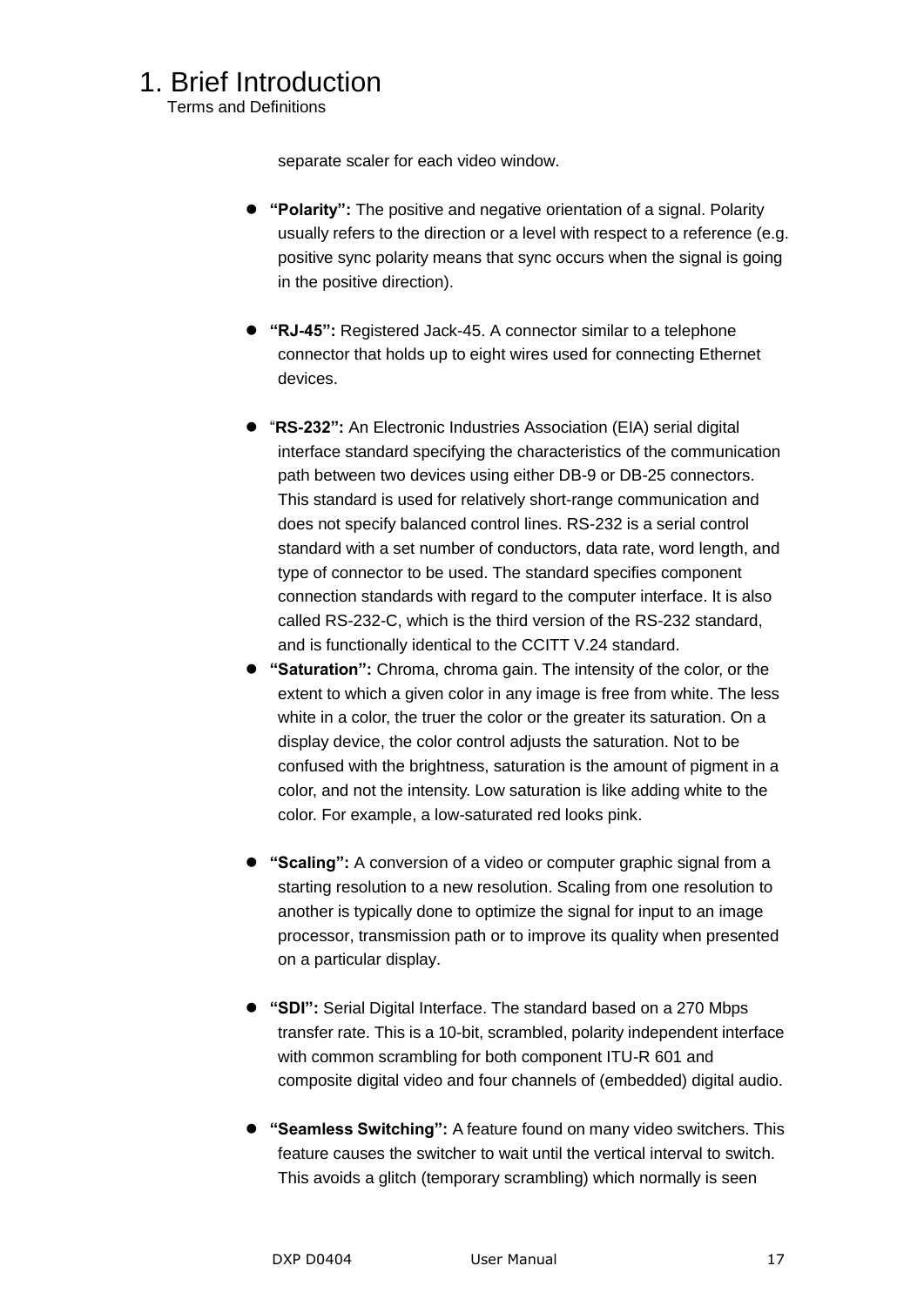separate scaler for each video window.

- **"Polarity":** The positive and negative orientation of a signal. Polarity usually refers to the direction or a level with respect to a reference (e.g. positive sync polarity means that sync occurs when the signal is going in the positive direction).

- **"RJ-45":** Registered Jack-45. A connector similar to a telephone connector that holds up to eight wires used for connecting Ethernet devices.

- "**RS-232":** An Electronic Industries Association (EIA) serial digital interface standard specifying the characteristics of the communication path between two devices using either DB-9 or DB-25 connectors. This standard is used for relatively short-range communication and does not specify balanced control lines. RS-232 is a serial control standard with a set number of conductors, data rate, word length, and type of connector to be used. The standard specifies component connection standards with regard to the computer interface. It is also called RS-232-C, which is the third version of the RS-232 standard, and is functionally identical to the CCITT V.24 standard.
- **"Saturation":** Chroma, chroma gain. The intensity of the color, or the extent to which a given color in any image is free from white. The less white in a color, the truer the color or the greater its saturation. On a display device, the color control adjusts the saturation. Not to be confused with the brightness, saturation is the amount of pigment in a color, and not the intensity. Low saturation is like adding white to the color. For example, a low-saturated red looks pink.

- **"Scaling":** A conversion of a video or computer graphic signal from a starting resolution to a new resolution. Scaling from one resolution to another is typically done to optimize the signal for input to an image processor, transmission path or to improve its quality when presented on a particular display.

- **"SDI":** Serial Digital Interface. The standard based on a 270 Mbps transfer rate. This is a 10-bit, scrambled, polarity independent interface with common scrambling for both component ITU-R 601 and composite digital video and four channels of (embedded) digital audio.

- **"Seamless Switching":** A feature found on many video switchers. This feature causes the switcher to wait until the vertical interval to switch. This avoids a glitch (temporary scrambling) which normally is seen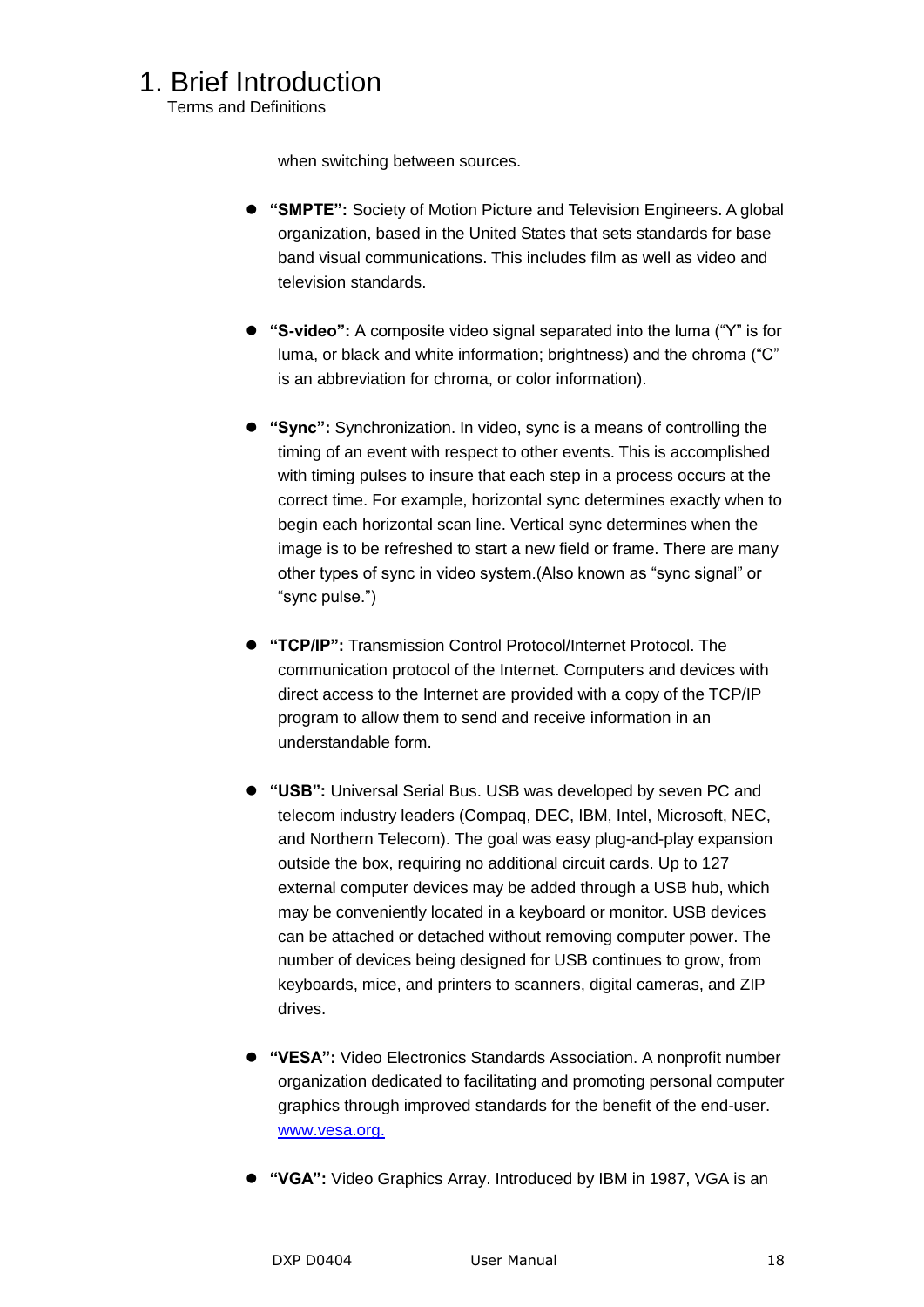# 1. Brief Introduction

Terms and Definitions

when switching between sources.

- **"SMPTE":** Society of Motion Picture and Television Engineers. A global organization, based in the United States that sets standards for base band visual communications. This includes film as well as video and television standards.

- **"S-video":** A composite video signal separated into the luma ("Y" is for luma, or black and white information; brightness) and the chroma ("C" is an abbreviation for chroma, or color information).

- **"Sync":** Synchronization. In video, sync is a means of controlling the timing of an event with respect to other events. This is accomplished with timing pulses to insure that each step in a process occurs at the correct time. For example, horizontal sync determines exactly when to begin each horizontal scan line. Vertical sync determines when the image is to be refreshed to start a new field or frame. There are many other types of sync in video system.(Also known as "sync signal" or "sync pulse.")

- **"TCP/IP":** Transmission Control Protocol/Internet Protocol. The communication protocol of the Internet. Computers and devices with direct access to the Internet are provided with a copy of the TCP/IP program to allow them to send and receive information in an understandable form.

- **"USB":** Universal Serial Bus. USB was developed by seven PC and telecom industry leaders (Compaq, DEC, IBM, Intel, Microsoft, NEC, and Northern Telecom). The goal was easy plug-and-play expansion outside the box, requiring no additional circuit cards. Up to 127 external computer devices may be added through a USB hub, which may be conveniently located in a keyboard or monitor. USB devices can be attached or detached without removing computer power. The number of devices being designed for USB continues to grow, from keyboards, mice, and printers to scanners, digital cameras, and ZIP drives.

- **"VESA":** Video Electronics Standards Association. A nonprofit number organization dedicated to facilitating and promoting personal computer graphics through improved standards for the benefit of the end-user. [www.vesa.org.](http://www.vesa.org)

- **"VGA":** Video Graphics Array. Introduced by IBM in 1987, VGA is an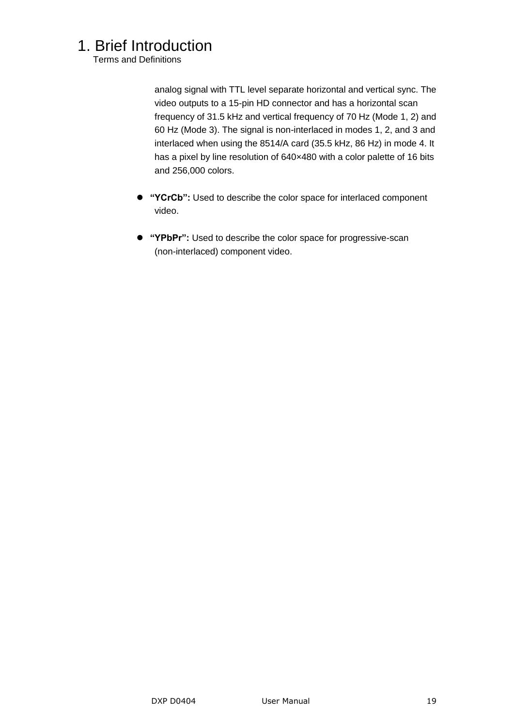# 1. Brief Introduction

Terms and Definitions

analog signal with TTL level separate horizontal and vertical sync. The video outputs to a 15-pin HD connector and has a horizontal scan frequency of 31.5 kHz and vertical frequency of 70 Hz (Mode 1, 2) and 60 Hz (Mode 3). The signal is non-interlaced in modes 1, 2, and 3 and interlaced when using the 8514/A card (35.5 kHz, 86 Hz) in mode 4. It has a pixel by line resolution of 640×480 with a color palette of 16 bits and 256,000 colors.

- **"YCrCb":** Used to describe the color space for interlaced component video.
- **"YPbPr":** Used to describe the color space for progressive-scan (non-interlaced) component video.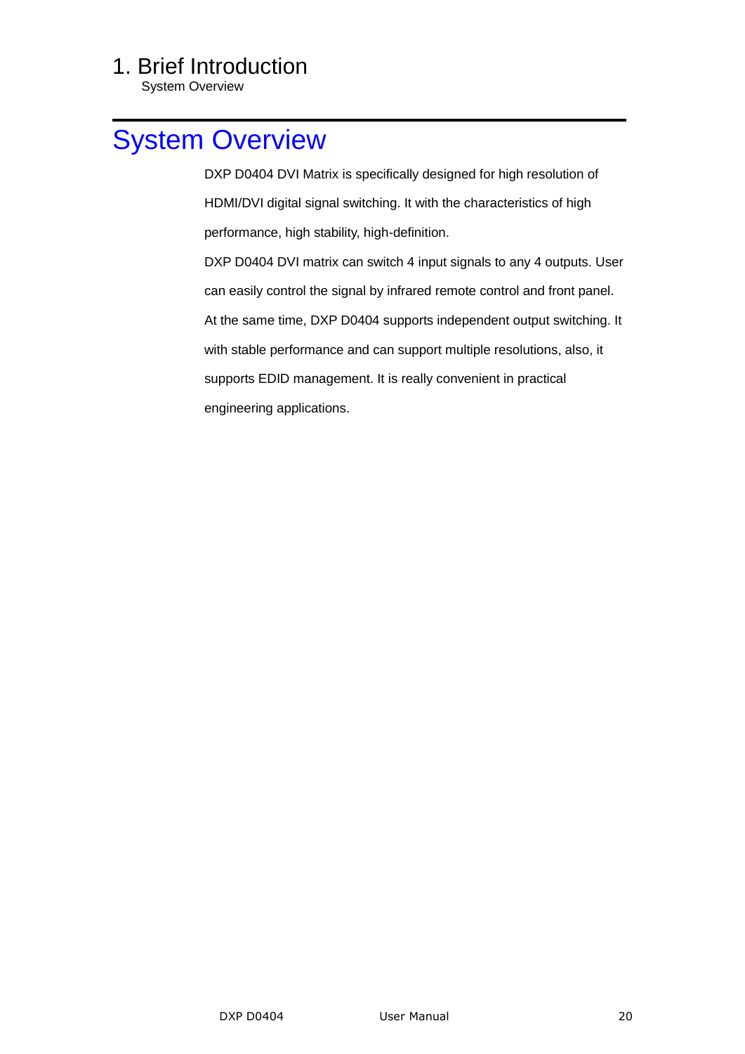# System Overview

DXP D0404 DVI Matrix is specifically designed for high resolution of HDMI/DVI digital signal switching. It with the characteristics of high performance, high stability, high-definition.

DXP D0404 DVI matrix can switch 4 input signals to any 4 outputs. User can easily control the signal by infrared remote control and front panel. At the same time, DXP D0404 supports independent output switching. It with stable performance and can support multiple resolutions, also, it supports EDID management. It is really convenient in practical engineering applications.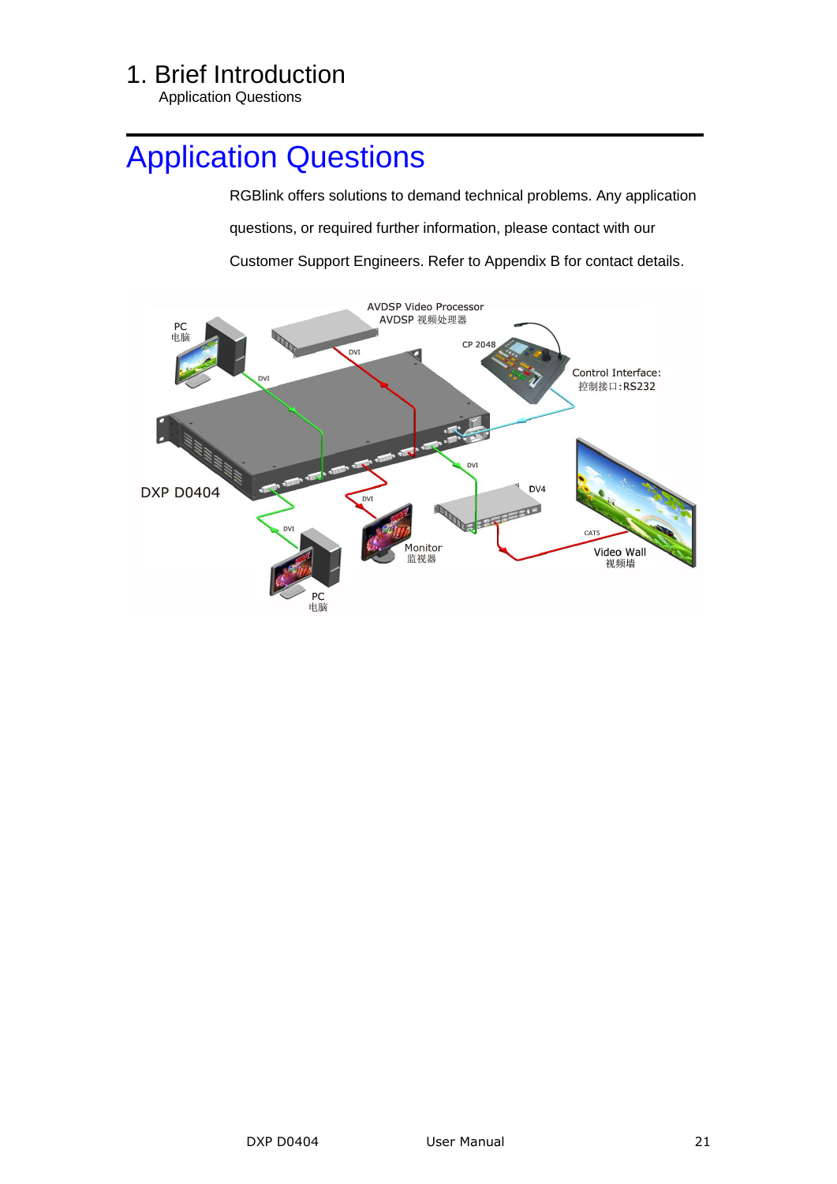# Application Questions

RGBlink offers solutions to demand technical problems. Any application questions, or required further information, please contact with our Customer Support Engineers. Refer to Appendix B for contact details.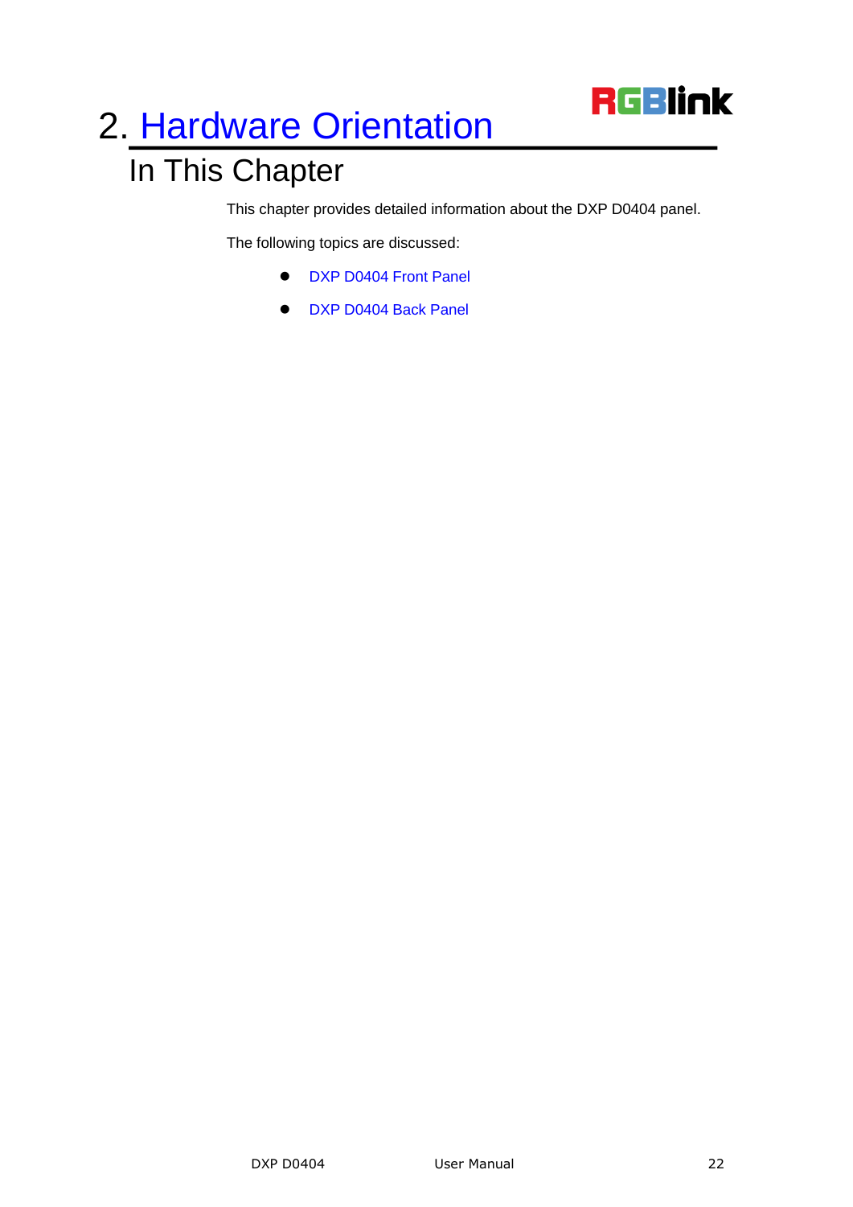# 2. Hardware Orientation

## In This Chapter

This chapter provides detailed information about the DXP D0404 panel.

The following topics are discussed:

- DXP D0404 Front Panel
- DXP D0404 Back Panel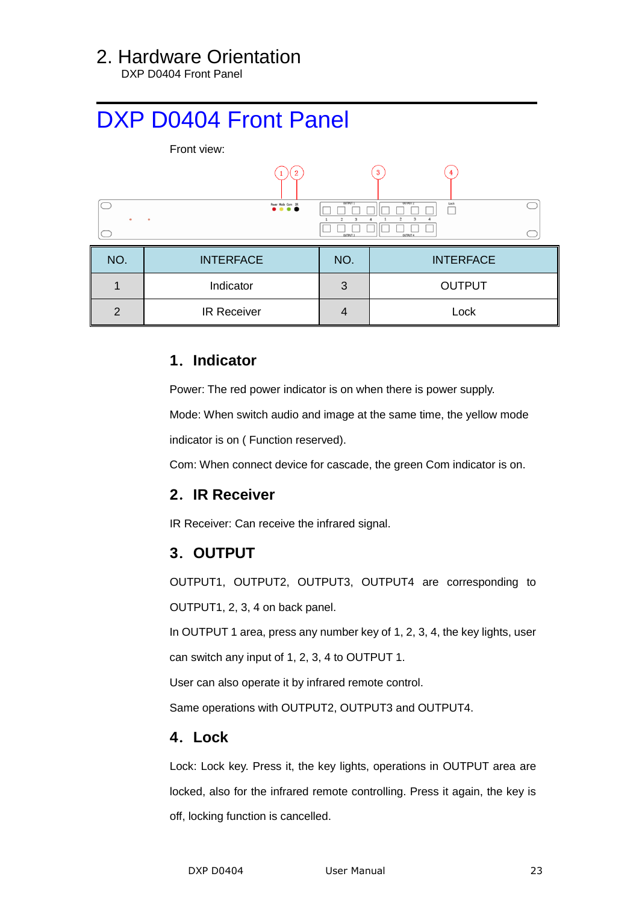2. Hardware Orientation
DXP D0404 Front Panel

# DXP D0404 Front Panel

Front view:

| NO. | INTERFACE | NO. | INTERFACE |
|---|---|---|---|
| 1 | Indicator | 3 | OUTPUT |
| 2 | IR Receiver | 4 | Lock |

### 1. Indicator

Power: The red power indicator is on when there is power supply.

Mode: When switch audio and image at the same time, the yellow mode indicator is on ( Function reserved).

Com: When connect device for cascade, the green Com indicator is on.

### 2. IR Receiver

IR Receiver: Can receive the infrared signal.

### 3. OUTPUT

OUTPUT1, OUTPUT2, OUTPUT3, OUTPUT4 are corresponding to OUTPUT1, 2, 3, 4 on back panel.

In OUTPUT 1 area, press any number key of 1, 2, 3, 4, the key lights, user can switch any input of 1, 2, 3, 4 to OUTPUT 1.

User can also operate it by infrared remote control.

Same operations with OUTPUT2, OUTPUT3 and OUTPUT4.

### 4. Lock

Lock: Lock key. Press it, the key lights, operations in OUTPUT area are locked, also for the infrared remote controlling. Press it again, the key is off, locking function is cancelled.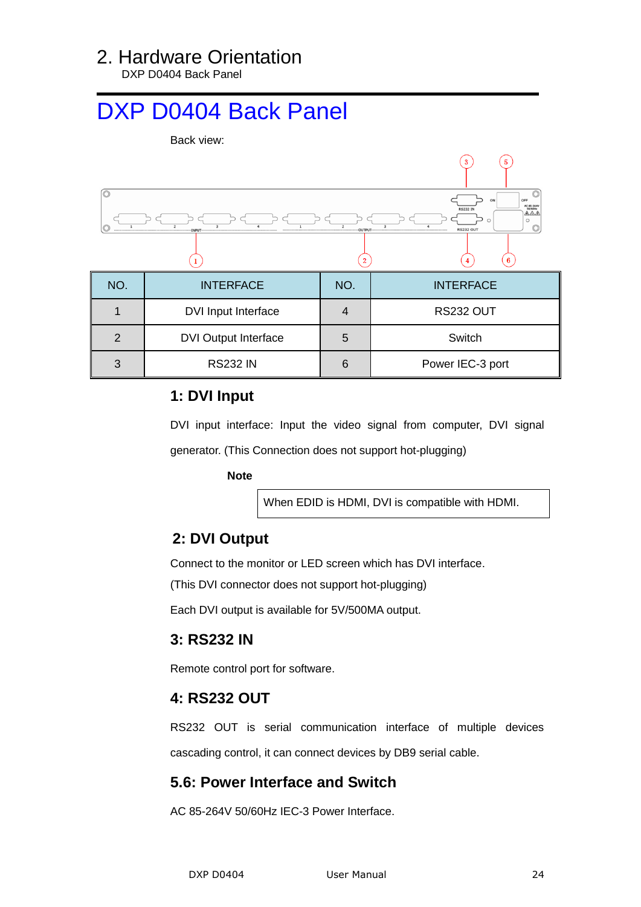# 2. Hardware Orientation

DXP D0404 Back Panel

## DXP D0404 Back Panel

Back view:

| NO. | INTERFACE | NO. | INTERFACE |
|---|---|---|---|
| 1 | DVI Input Interface | 4 | RS232 OUT |
| 2 | DVI Output Interface | 5 | Switch |
| 3 | RS232 IN | 6 | Power IEC-3 port |

### 1: DVI Input

DVI input interface: Input the video signal from computer, DVI signal generator. (This Connection does not support hot-plugging)

**Note**

When EDID is HDMI, DVI is compatible with HDMI.

### 2: DVI Output

Connect to the monitor or LED screen which has DVI interface.

(This DVI connector does not support hot-plugging)

Each DVI output is available for 5V/500MA output.

### 3: RS232 IN

Remote control port for software.

### 4: RS232 OUT

RS232 OUT is serial communication interface of multiple devices cascading control, it can connect devices by DB9 serial cable.

### 5.6: Power Interface and Switch

AC 85-264V 50/60Hz IEC-3 Power Interface.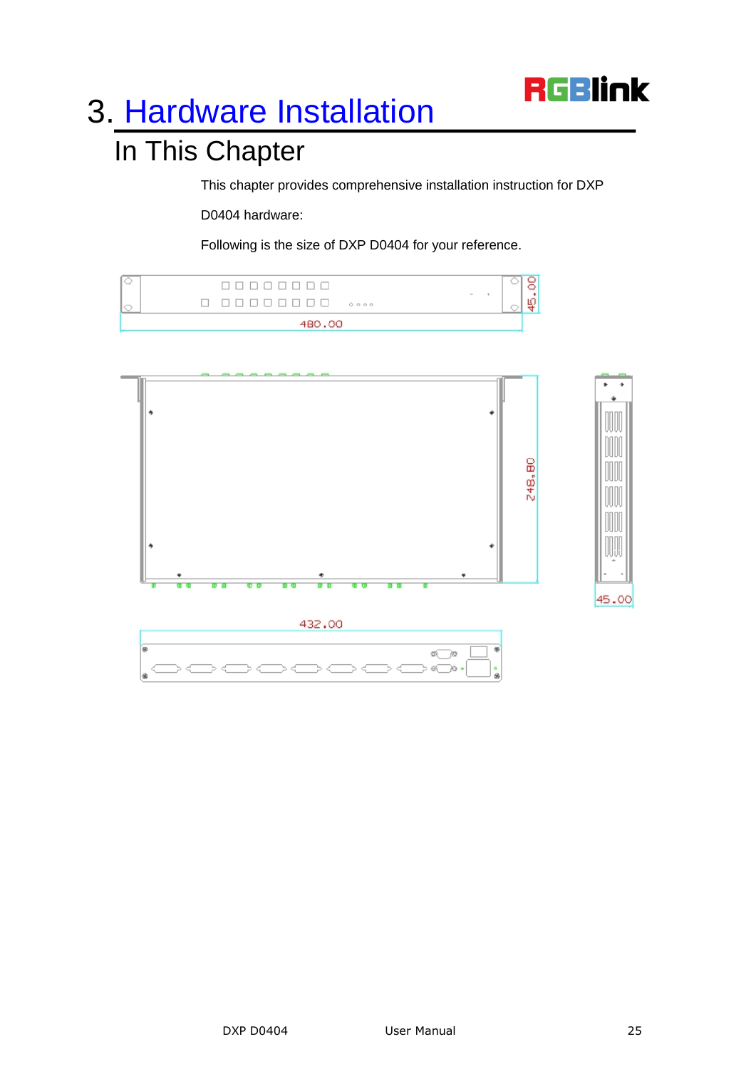# 3. Hardware Installation

## In This Chapter

This chapter provides comprehensive installation instruction for DXP D0404 hardware:

Following is the size of DXP D0404 for your reference.

480.00

45.00

248.80

45.00

432.00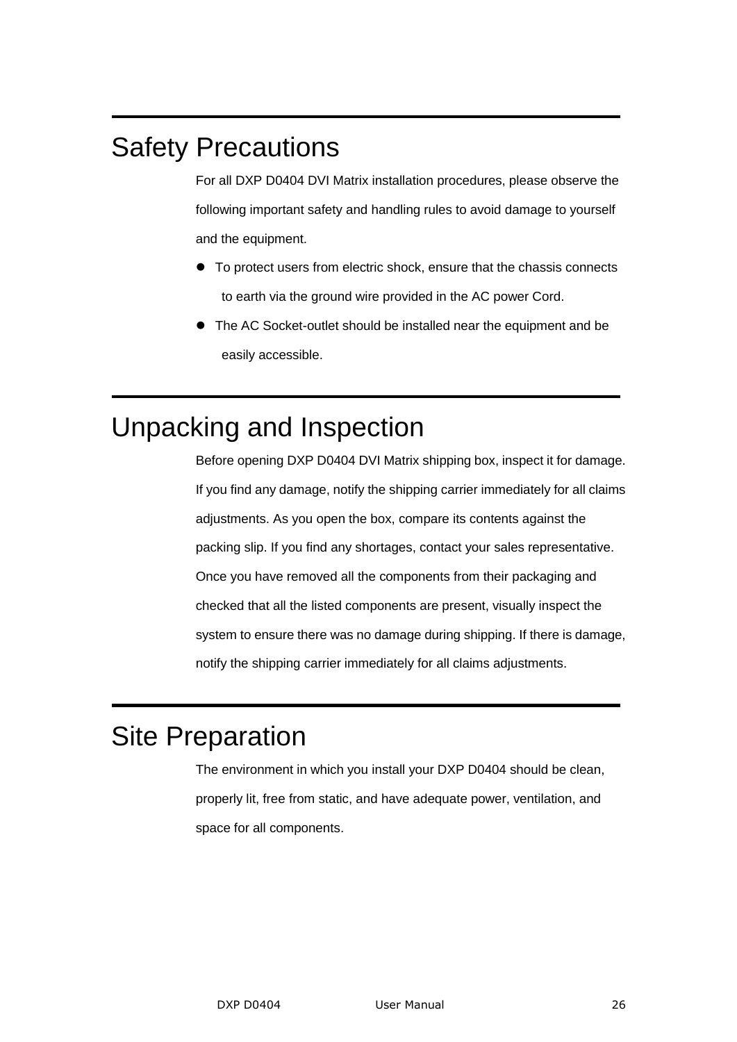## Safety Precautions

For all DXP D0404 DVI Matrix installation procedures, please observe the following important safety and handling rules to avoid damage to yourself and the equipment.

- To protect users from electric shock, ensure that the chassis connects to earth via the ground wire provided in the AC power Cord.
- The AC Socket-outlet should be installed near the equipment and be easily accessible.

## Unpacking and Inspection

Before opening DXP D0404 DVI Matrix shipping box, inspect it for damage. If you find any damage, notify the shipping carrier immediately for all claims adjustments. As you open the box, compare its contents against the packing slip. If you find any shortages, contact your sales representative. Once you have removed all the components from their packaging and checked that all the listed components are present, visually inspect the system to ensure there was no damage during shipping. If there is damage, notify the shipping carrier immediately for all claims adjustments.

## Site Preparation

The environment in which you install your DXP D0404 should be clean, properly lit, free from static, and have adequate power, ventilation, and space for all components.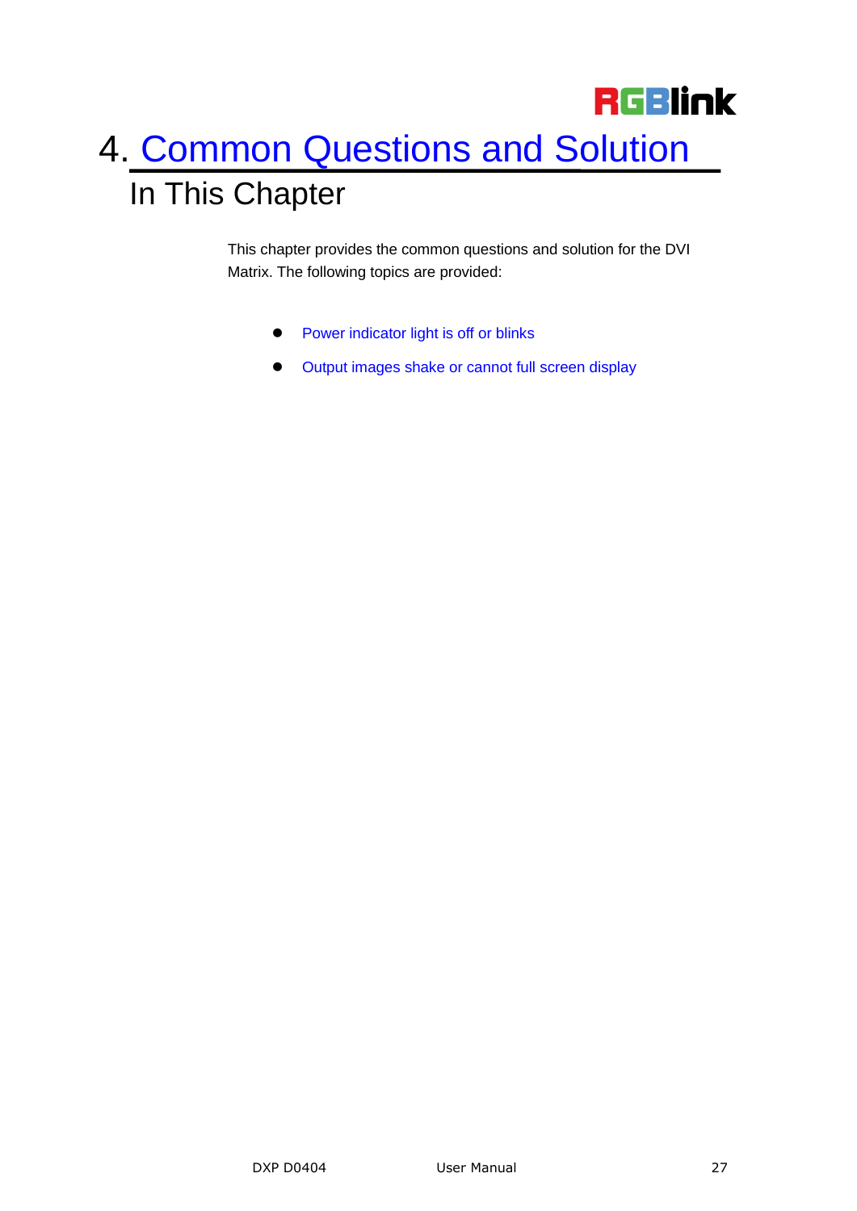# 4. Common Questions and Solution

## In This Chapter

This chapter provides the common questions and solution for the DVI Matrix. The following topics are provided:

- Power indicator light is off or blinks
- Output images shake or cannot full screen display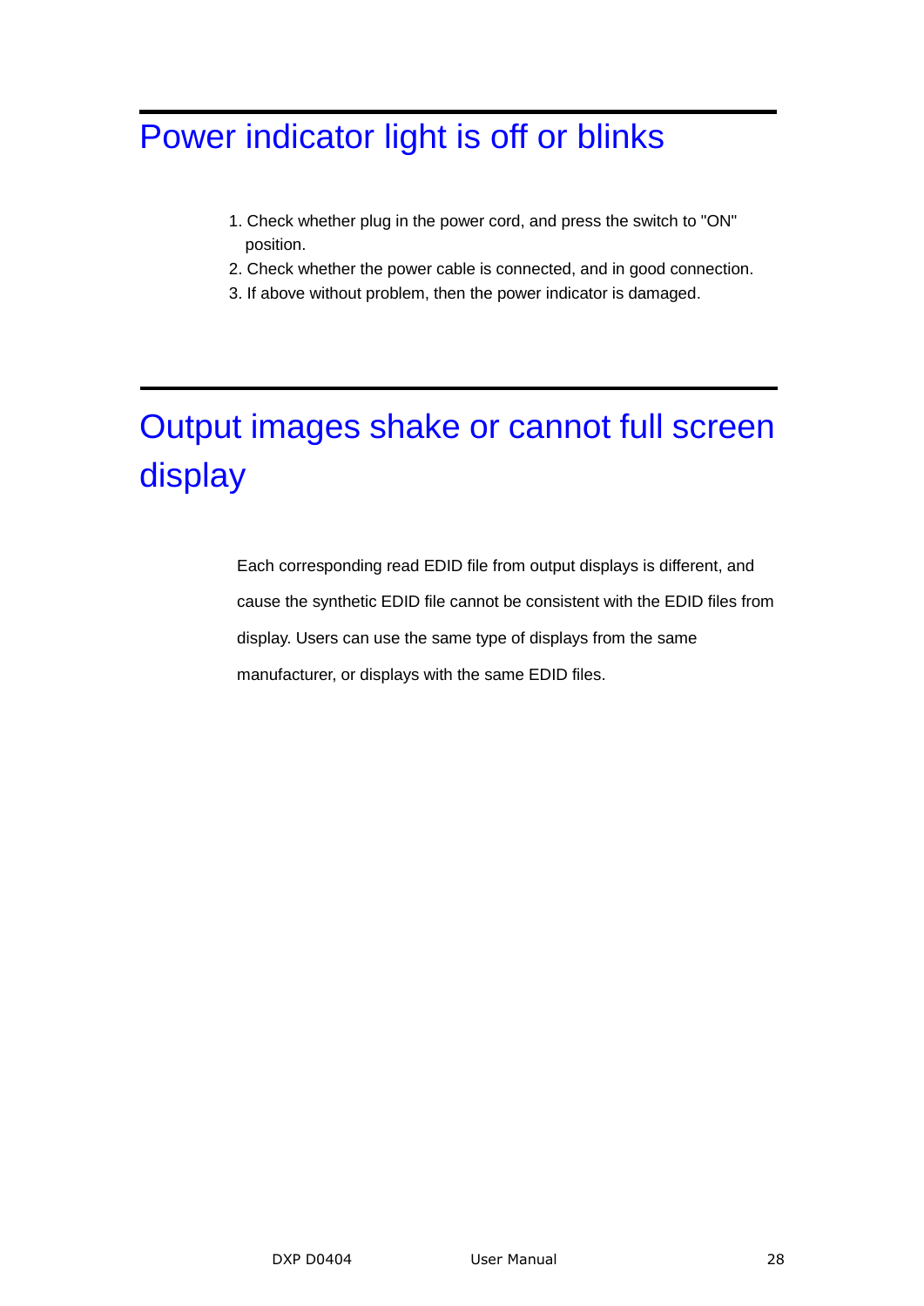# Power indicator light is off or blinks

1. Check whether plug in the power cord, and press the switch to "ON" position.
2. Check whether the power cable is connected, and in good connection.
3. If above without problem, then the power indicator is damaged.

# Output images shake or cannot full screen display

Each corresponding read EDID file from output displays is different, and cause the synthetic EDID file cannot be consistent with the EDID files from display. Users can use the same type of displays from the same manufacturer, or displays with the same EDID files.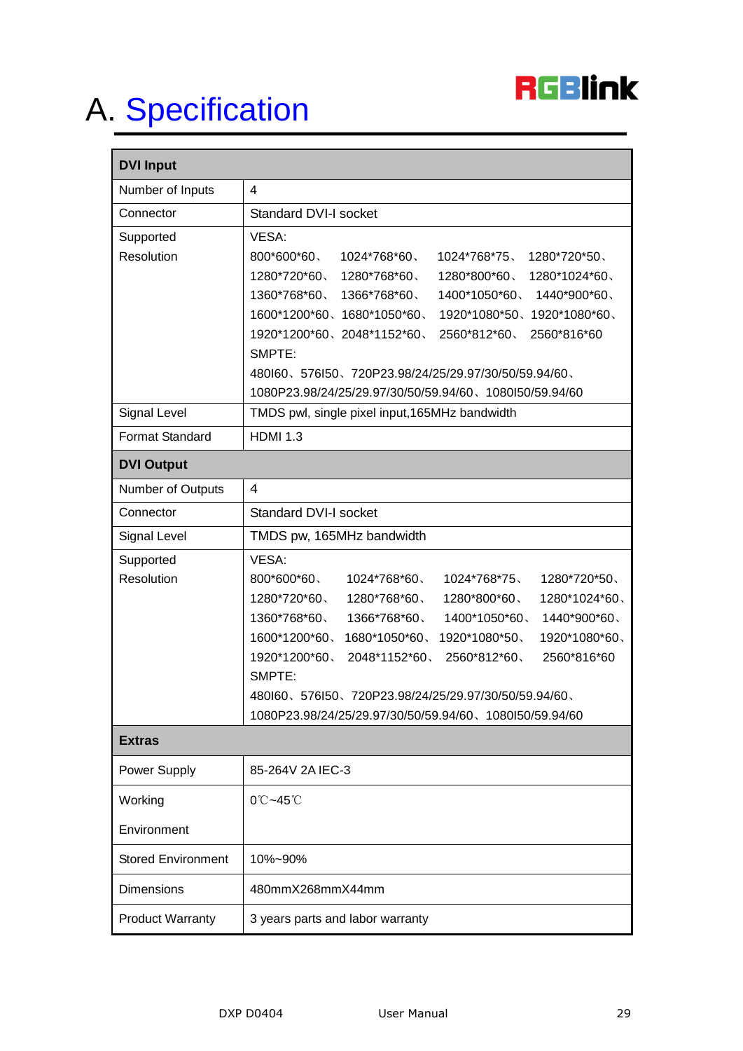# A. Specification

| DVI Input | |
|---|---|
| Number of Inputs | 4 |
| Connector | Standard DVI-I socket |
| Supported Resolution | VESA:<br>800*600*60、 1024*768*60、 1024*768*75、 1280*720*50、 1280*720*60、 1280*768*60、 1280*800*60、 1280*1024*60、 1360*768*60、 1366*768*60、 1400*1050*60、 1440*900*60、 1600*1200*60、1680*1050*60、 1920*1080*50、1920*1080*60、 1920*1200*60、2048*1152*60、 2560*812*60、 2560*816*60<br>SMPTE:<br>480I60、576I50、720P23.98/24/25/29.97/30/50/59.94/60、 1080P23.98/24/25/29.97/30/50/59.94/60、1080I50/59.94/60 |
| Signal Level | TMDS pwl, single pixel input,165MHz bandwidth |
| Format Standard | HDMI 1.3 |
| **DVI Output** | |
| Number of Outputs | 4 |
| Connector | Standard DVI-I socket |
| Signal Level | TMDS pw, 165MHz bandwidth |
| Supported Resolution | VESA:<br>800*600*60、 1024*768*60、 1024*768*75、 1280*720*50、 1280*720*60、 1280*768*60、 1280*800*60、 1280*1024*60、 1360*768*60、 1366*768*60、 1400*1050*60、 1440*900*60、 1600*1200*60、 1680*1050*60、 1920*1080*50、 1920*1080*60、 1920*1200*60、 2048*1152*60、 2560*812*60、 2560*816*60<br>SMPTE:<br>480I60、576I50、720P23.98/24/25/29.97/30/50/59.94/60、 1080P23.98/24/25/29.97/30/50/59.94/60、1080I50/59.94/60 |
| **Extras** | |
| Power Supply | 85-264V 2A IEC-3 |
| Working Environment | 0℃~45℃ |
| Stored Environment | 10%~90% |
| Dimensions | 480mmX268mmX44mm |
| Product Warranty | 3 years parts and labor warranty |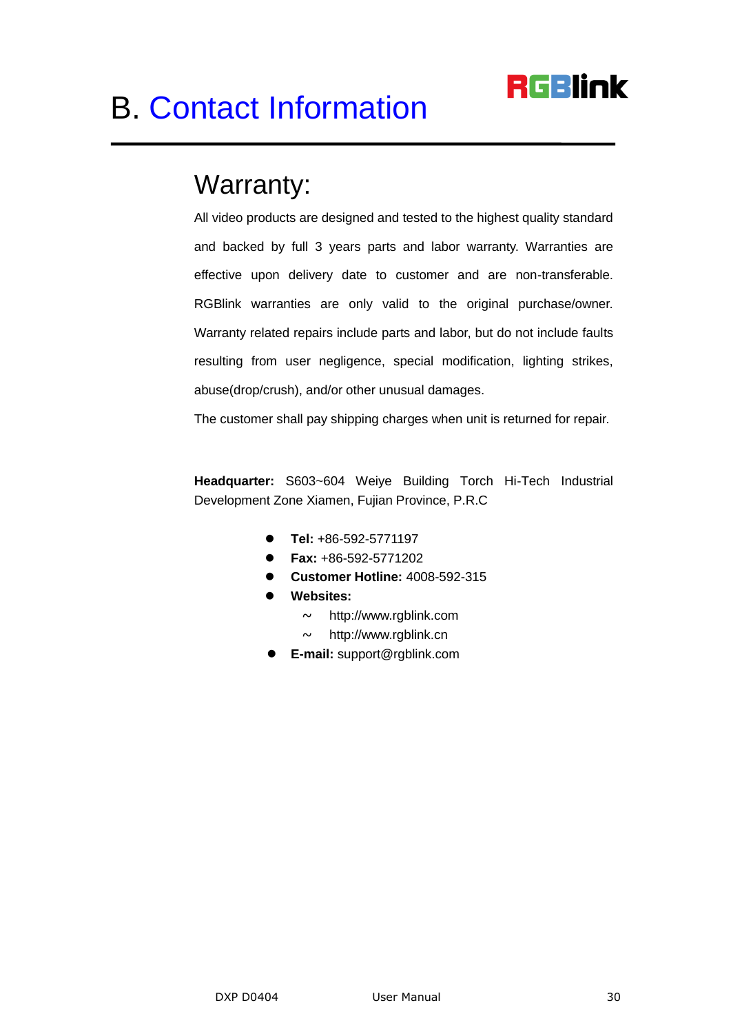# B. Contact Information

## Warranty:

All video products are designed and tested to the highest quality standard and backed by full 3 years parts and labor warranty. Warranties are effective upon delivery date to customer and are non-transferable. RGBlink warranties are only valid to the original purchase/owner. Warranty related repairs include parts and labor, but do not include faults resulting from user negligence, special modification, lighting strikes, abuse(drop/crush), and/or other unusual damages.

The customer shall pay shipping charges when unit is returned for repair.

**Headquarter:** S603~604 Weiye Building Torch Hi-Tech Industrial Development Zone Xiamen, Fujian Province, P.R.C

- **Tel:** +86-592-5771197
- **Fax:** +86-592-5771202
- **Customer Hotline:** 4008-592-315
- **Websites:**
  - ~ http://www.rgblink.com
  - ~ http://www.rgblink.cn
- **E-mail:** support@rgblink.com